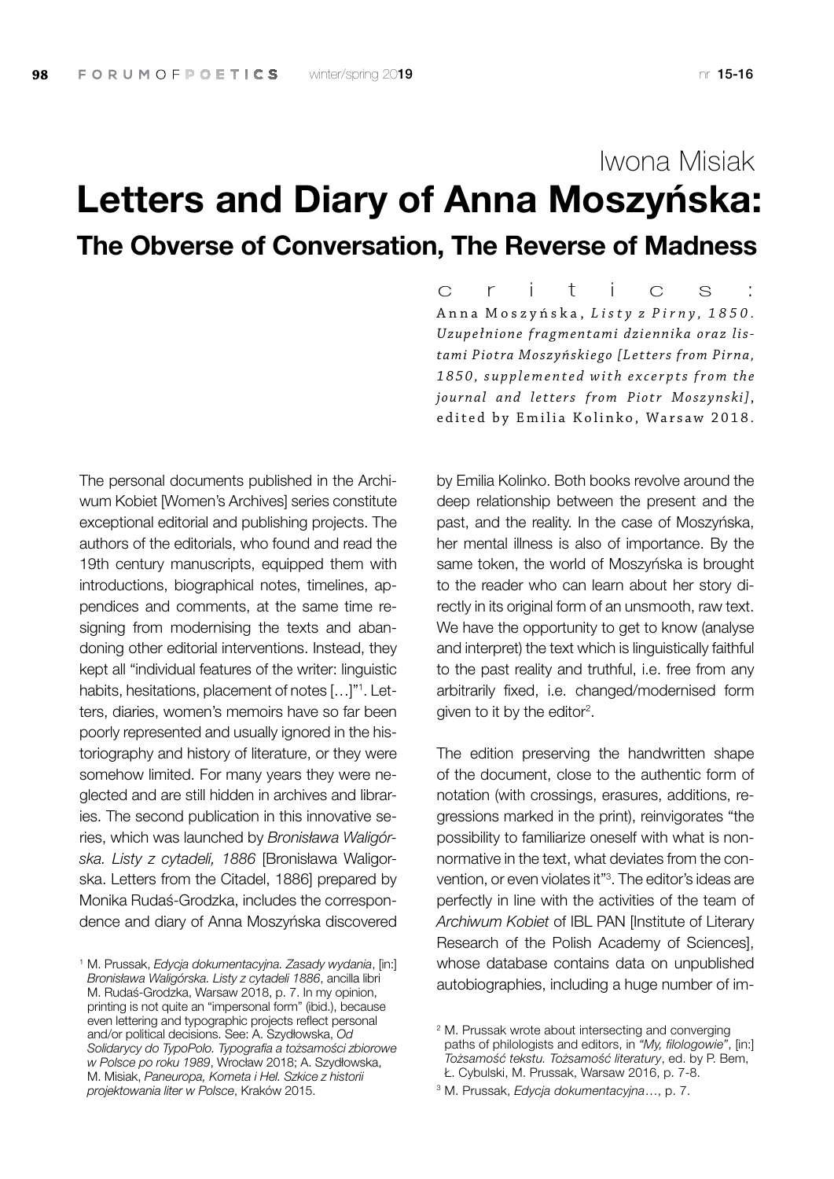Iwona Misiak

# Letters and Diary of Anna Moszyńska:

## The Obverse of Conversation, The Reverse of Madness

critics:
Anna Moszyńska, *Listy z Pirny, 1850. Uzupełnione fragmentami dziennika oraz listami Piotra Moszyńskiego [Letters from Pirna, 1850, supplemented with excerpts from the journal and letters from Piotr Moszynski]*, edited by Emilia Kolinko, Warsaw 2018.

The personal documents published in the Archiwum Kobiet [Women's Archives] series constitute exceptional editorial and publishing projects. The authors of the editorials, who found and read the 19th century manuscripts, equipped them with introductions, biographical notes, timelines, appendices and comments, at the same time resigning from modernising the texts and abandoning other editorial interventions. Instead, they kept all "individual features of the writer: linguistic habits, hesitations, placement of notes […]"[1]. Letters, diaries, women's memoirs have so far been poorly represented and usually ignored in the historiography and history of literature, or they were somehow limited. For many years they were neglected and are still hidden in archives and libraries. The second publication in this innovative series, which was launched by *Bronisława Waligórska. Listy z cytadeli, 1886* [Bronisława Waligorska. Letters from the Citadel, 1886] prepared by Monika Rudaś-Grodzka, includes the correspondence and diary of Anna Moszyńska discovered by Emilia Kolinko. Both books revolve around the deep relationship between the present and the past, and the reality. In the case of Moszyńska, her mental illness is also of importance. By the same token, the world of Moszyńska is brought to the reader who can learn about her story directly in its original form of an unsmooth, raw text. We have the opportunity to get to know (analyse and interpret) the text which is linguistically faithful to the past reality and truthful, i.e. free from any arbitrarily fixed, i.e. changed/modernised form given to it by the editor[2].

The edition preserving the handwritten shape of the document, close to the authentic form of notation (with crossings, erasures, additions, regressions marked in the print), reinvigorates "the possibility to familiarize oneself with what is non-normative in the text, what deviates from the convention, or even violates it"[3]. The editor's ideas are perfectly in line with the activities of the team of *Archiwum Kobiet* of IBL PAN [Institute of Literary Research of the Polish Academy of Sciences], whose database contains data on unpublished autobiographies, including a huge number of im-

[1] M. Prussak, *Edycja dokumentacyjna. Zasady wydania*, [in:] *Bronisława Waligórska. Listy z cytadeli 1886*, ancilla libri M. Rudaś-Grodzka, Warsaw 2018, p. 7. In my opinion, printing is not quite an "impersonal form" (ibid.), because even lettering and typographic projects reflect personal and/or political decisions. See: A. Szydłowska, *Od Solidarycy do TypoPolo. Typografia a tożsamości zbiorowe w Polsce po roku 1989*, Wrocław 2018; A. Szydłowska, M. Misiak, *Paneuropa, Kometa i Hel. Szkice z historii projektowania liter w Polsce*, Kraków 2015.

[2] M. Prussak wrote about intersecting and converging paths of philologists and editors, in *"My, filologowie"*, [in:] *Tożsamość tekstu. Tożsamość literatury*, ed. by P. Bem, Ł. Cybulski, M. Prussak, Warsaw 2016, p. 7-8.

[3] M. Prussak, *Edycja dokumentacyjna*…, p. 7.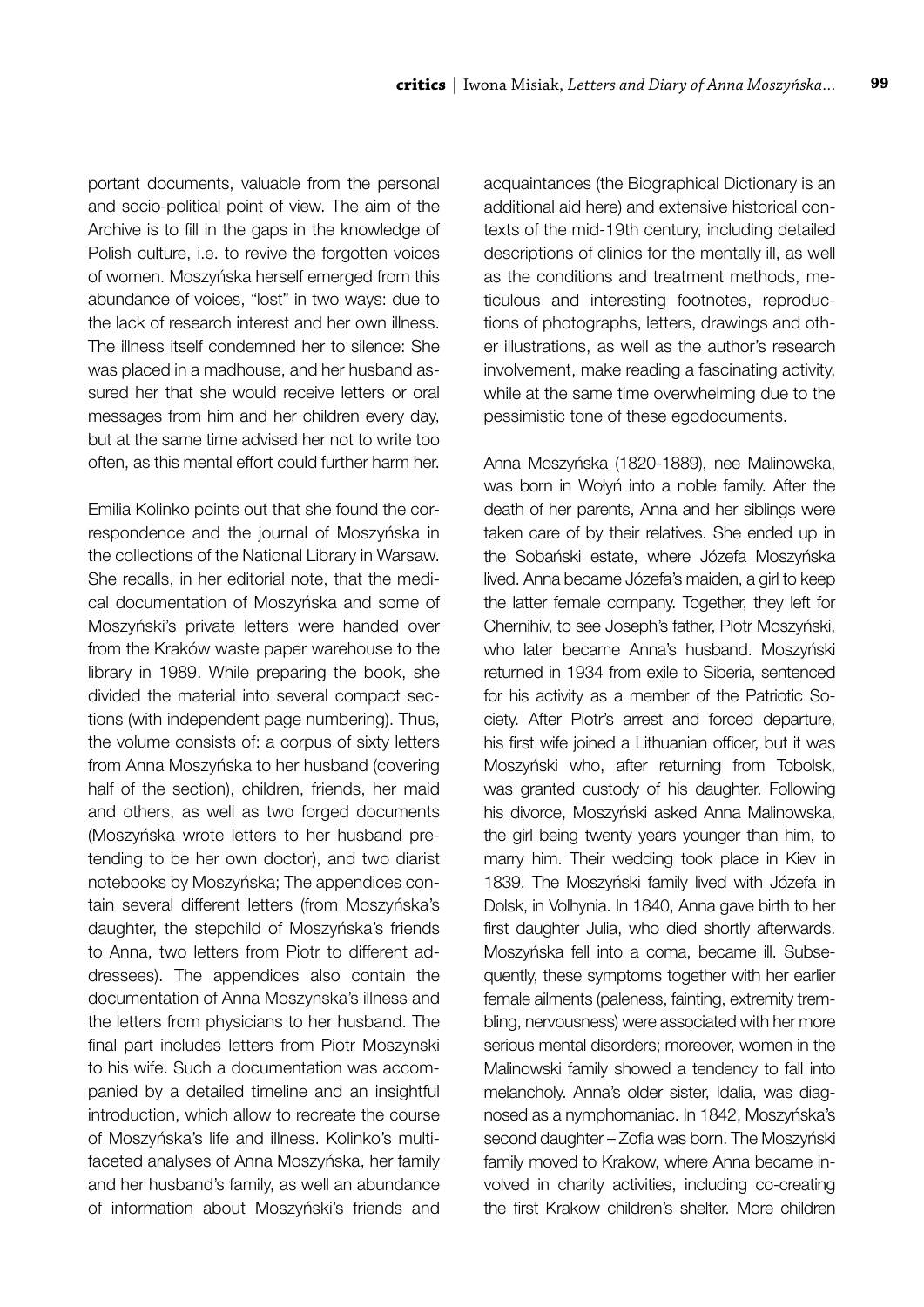portant documents, valuable from the personal and socio-political point of view. The aim of the Archive is to fill in the gaps in the knowledge of Polish culture, i.e. to revive the forgotten voices of women. Moszyńska herself emerged from this abundance of voices, "lost" in two ways: due to the lack of research interest and her own illness. The illness itself condemned her to silence: She was placed in a madhouse, and her husband assured her that she would receive letters or oral messages from him and her children every day, but at the same time advised her not to write too often, as this mental effort could further harm her.

Emilia Kolinko points out that she found the correspondence and the journal of Moszyńska in the collections of the National Library in Warsaw. She recalls, in her editorial note, that the medical documentation of Moszyńska and some of Moszyński's private letters were handed over from the Kraków waste paper warehouse to the library in 1989. While preparing the book, she divided the material into several compact sections (with independent page numbering). Thus, the volume consists of: a corpus of sixty letters from Anna Moszyńska to her husband (covering half of the section), children, friends, her maid and others, as well as two forged documents (Moszyńska wrote letters to her husband pretending to be her own doctor), and two diarist notebooks by Moszyńska; The appendices contain several different letters (from Moszyńska's daughter, the stepchild of Moszyńska's friends to Anna, two letters from Piotr to different addressees). The appendices also contain the documentation of Anna Moszynska's illness and the letters from physicians to her husband. The final part includes letters from Piotr Moszynski to his wife. Such a documentation was accompanied by a detailed timeline and an insightful introduction, which allow to recreate the course of Moszyńska's life and illness. Kolinko's multifaceted analyses of Anna Moszyńska, her family and her husband's family, as well an abundance of information about Moszyński's friends and acquaintances (the Biographical Dictionary is an additional aid here) and extensive historical contexts of the mid-19th century, including detailed descriptions of clinics for the mentally ill, as well as the conditions and treatment methods, meticulous and interesting footnotes, reproductions of photographs, letters, drawings and other illustrations, as well as the author's research involvement, make reading a fascinating activity, while at the same time overwhelming due to the pessimistic tone of these egodocuments.

Anna Moszyńska (1820-1889), nee Malinowska, was born in Wołyń into a noble family. After the death of her parents, Anna and her siblings were taken care of by their relatives. She ended up in the Sobański estate, where Józefa Moszyńska lived. Anna became Józefa's maiden, a girl to keep the latter female company. Together, they left for Chernihiv, to see Joseph's father, Piotr Moszyński, who later became Anna's husband. Moszyński returned in 1934 from exile to Siberia, sentenced for his activity as a member of the Patriotic Society. After Piotr's arrest and forced departure, his first wife joined a Lithuanian officer, but it was Moszyński who, after returning from Tobolsk, was granted custody of his daughter. Following his divorce, Moszyński asked Anna Malinowska, the girl being twenty years younger than him, to marry him. Their wedding took place in Kiev in 1839. The Moszyński family lived with Józefa in Dolsk, in Volhynia. In 1840, Anna gave birth to her first daughter Julia, who died shortly afterwards. Moszyńska fell into a coma, became ill. Subsequently, these symptoms together with her earlier female ailments (paleness, fainting, extremity trembling, nervousness) were associated with her more serious mental disorders; moreover, women in the Malinowski family showed a tendency to fall into melancholy. Anna's older sister, Idalia, was diagnosed as a nymphomaniac. In 1842, Moszyńska's second daughter – Zofia was born. The Moszyński family moved to Krakow, where Anna became involved in charity activities, including co-creating the first Krakow children's shelter. More children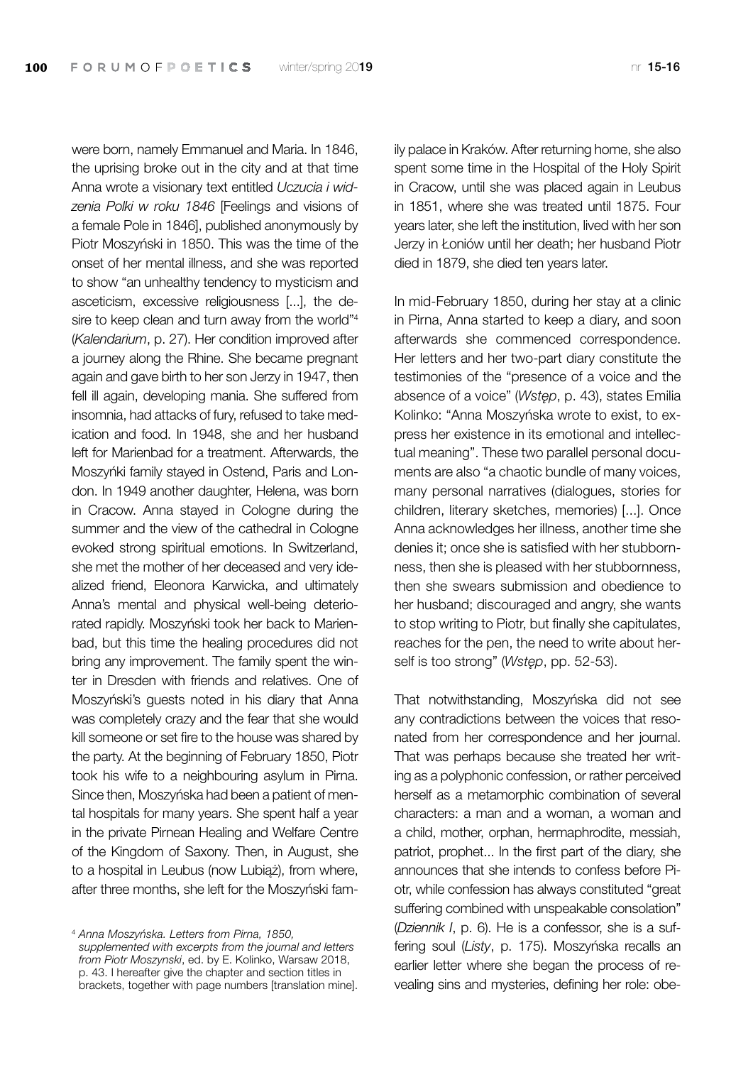were born, namely Emmanuel and Maria. In 1846, the uprising broke out in the city and at that time Anna wrote a visionary text entitled *Uczucia i widzenia Polki w roku 1846* [Feelings and visions of a female Pole in 1846], published anonymously by Piotr Moszyński in 1850. This was the time of the onset of her mental illness, and she was reported to show "an unhealthy tendency to mysticism and asceticism, excessive religiousness [...], the desire to keep clean and turn away from the world"[4] (*Kalendarium*, p. 27). Her condition improved after a journey along the Rhine. She became pregnant again and gave birth to her son Jerzy in 1947, then fell ill again, developing mania. She suffered from insomnia, had attacks of fury, refused to take medication and food. In 1948, she and her husband left for Marienbad for a treatment. Afterwards, the Moszyńki family stayed in Ostend, Paris and London. In 1949 another daughter, Helena, was born in Cracow. Anna stayed in Cologne during the summer and the view of the cathedral in Cologne evoked strong spiritual emotions. In Switzerland, she met the mother of her deceased and very idealized friend, Eleonora Karwicka, and ultimately Anna's mental and physical well-being deteriorated rapidly. Moszyński took her back to Marienbad, but this time the healing procedures did not bring any improvement. The family spent the winter in Dresden with friends and relatives. One of Moszyński's guests noted in his diary that Anna was completely crazy and the fear that she would kill someone or set fire to the house was shared by the party. At the beginning of February 1850, Piotr took his wife to a neighbouring asylum in Pirna. Since then, Moszyńska had been a patient of mental hospitals for many years. She spent half a year in the private Pirnean Healing and Welfare Centre of the Kingdom of Saxony. Then, in August, she to a hospital in Leubus (now Lubiąż), from where, after three months, she left for the Moszyński family palace in Kraków. After returning home, she also spent some time in the Hospital of the Holy Spirit in Cracow, until she was placed again in Leubus in 1851, where she was treated until 1875. Four years later, she left the institution, lived with her son Jerzy in Łoniów until her death; her husband Piotr died in 1879, she died ten years later.

In mid-February 1850, during her stay at a clinic in Pirna, Anna started to keep a diary, and soon afterwards she commenced correspondence. Her letters and her two-part diary constitute the testimonies of the "presence of a voice and the absence of a voice" (*Wstęp*, p. 43), states Emilia Kolinko: "Anna Moszyńska wrote to exist, to express her existence in its emotional and intellectual meaning". These two parallel personal documents are also "a chaotic bundle of many voices, many personal narratives (dialogues, stories for children, literary sketches, memories) [...]. Once Anna acknowledges her illness, another time she denies it; once she is satisfied with her stubbornness, then she is pleased with her stubbornness, then she swears submission and obedience to her husband; discouraged and angry, she wants to stop writing to Piotr, but finally she capitulates, reaches for the pen, the need to write about herself is too strong" (*Wstęp*, pp. 52-53).

That notwithstanding, Moszyńska did not see any contradictions between the voices that resonated from her correspondence and her journal. That was perhaps because she treated her writing as a polyphonic confession, or rather perceived herself as a metamorphic combination of several characters: a man and a woman, a woman and a child, mother, orphan, hermaphrodite, messiah, patriot, prophet... In the first part of the diary, she announces that she intends to confess before Piotr, while confession has always constituted "great suffering combined with unspeakable consolation" (*Dziennik I*, p. 6). He is a confessor, she is a suffering soul (*Listy*, p. 175). Moszyńska recalls an earlier letter where she began the process of revealing sins and mysteries, defining her role: obe-

[4] *Anna Moszyńska. Letters from Pirna, 1850, supplemented with excerpts from the journal and letters from Piotr Moszynski*, ed. by E. Kolinko, Warsaw 2018, p. 43. I hereafter give the chapter and section titles in brackets, together with page numbers [translation mine].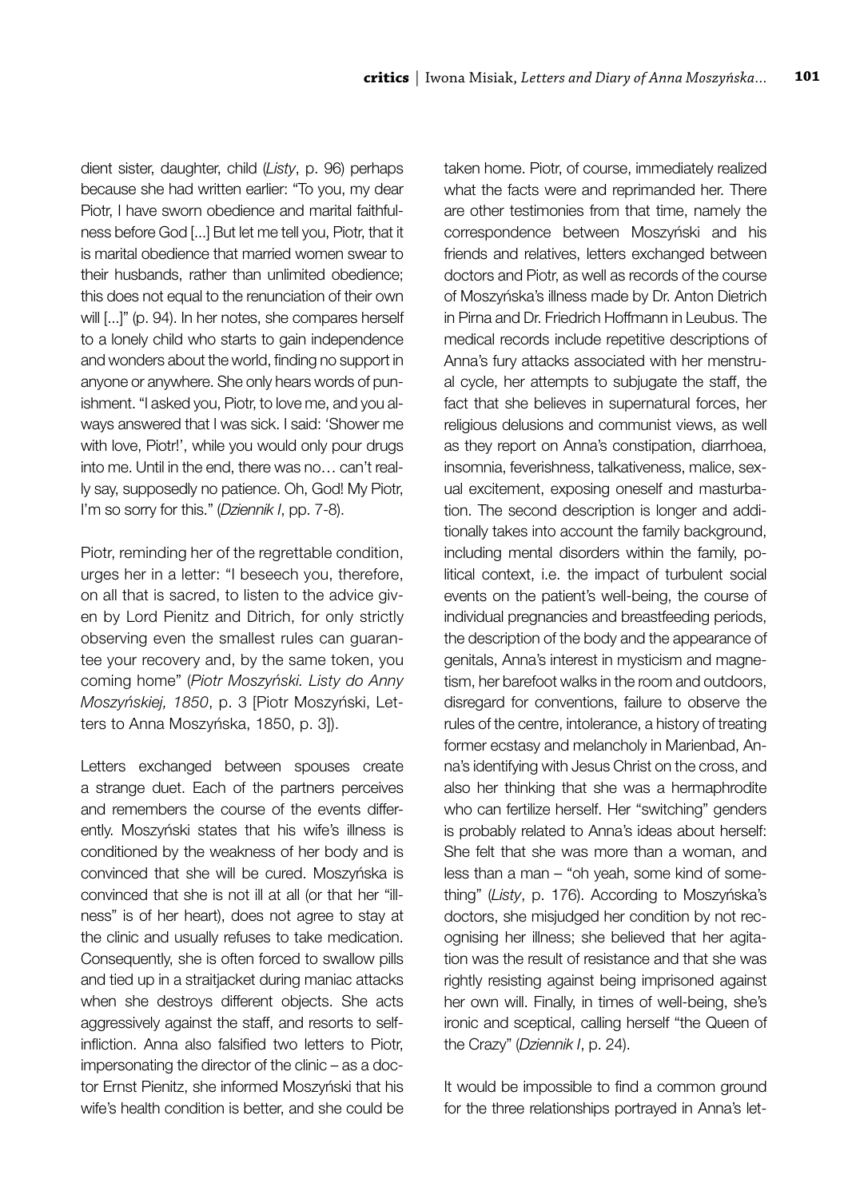dient sister, daughter, child (*Listy*, p. 96) perhaps because she had written earlier: "To you, my dear Piotr, I have sworn obedience and marital faithfulness before God [...] But let me tell you, Piotr, that it is marital obedience that married women swear to their husbands, rather than unlimited obedience; this does not equal to the renunciation of their own will [...]" (p. 94). In her notes, she compares herself to a lonely child who starts to gain independence and wonders about the world, finding no support in anyone or anywhere. She only hears words of punishment. "I asked you, Piotr, to love me, and you always answered that I was sick. I said: 'Shower me with love, Piotr!', while you would only pour drugs into me. Until in the end, there was no… can't really say, supposedly no patience. Oh, God! My Piotr, I'm so sorry for this." (*Dziennik I*, pp. 7-8).

Piotr, reminding her of the regrettable condition, urges her in a letter: "I beseech you, therefore, on all that is sacred, to listen to the advice given by Lord Pienitz and Ditrich, for only strictly observing even the smallest rules can guarantee your recovery and, by the same token, you coming home" (*Piotr Moszyński. Listy do Anny Moszyńskiej, 1850*, p. 3 [Piotr Moszyński, Letters to Anna Moszyńska, 1850, p. 3]).

Letters exchanged between spouses create a strange duet. Each of the partners perceives and remembers the course of the events differently. Moszyński states that his wife's illness is conditioned by the weakness of her body and is convinced that she will be cured. Moszyńska is convinced that she is not ill at all (or that her "illness" is of her heart), does not agree to stay at the clinic and usually refuses to take medication. Consequently, she is often forced to swallow pills and tied up in a straitjacket during maniac attacks when she destroys different objects. She acts aggressively against the staff, and resorts to self-infliction. Anna also falsified two letters to Piotr, impersonating the director of the clinic – as a doctor Ernst Pienitz, she informed Moszyński that his wife's health condition is better, and she could be taken home. Piotr, of course, immediately realized what the facts were and reprimanded her. There are other testimonies from that time, namely the correspondence between Moszyński and his friends and relatives, letters exchanged between doctors and Piotr, as well as records of the course of Moszyńska's illness made by Dr. Anton Dietrich in Pirna and Dr. Friedrich Hoffmann in Leubus. The medical records include repetitive descriptions of Anna's fury attacks associated with her menstrual cycle, her attempts to subjugate the staff, the fact that she believes in supernatural forces, her religious delusions and communist views, as well as they report on Anna's constipation, diarrhoea, insomnia, feverishness, talkativeness, malice, sexual excitement, exposing oneself and masturbation. The second description is longer and additionally takes into account the family background, including mental disorders within the family, political context, i.e. the impact of turbulent social events on the patient's well-being, the course of individual pregnancies and breastfeeding periods, the description of the body and the appearance of genitals, Anna's interest in mysticism and magnetism, her barefoot walks in the room and outdoors, disregard for conventions, failure to observe the rules of the centre, intolerance, a history of treating former ecstasy and melancholy in Marienbad, Anna's identifying with Jesus Christ on the cross, and also her thinking that she was a hermaphrodite who can fertilize herself. Her "switching" genders is probably related to Anna's ideas about herself: She felt that she was more than a woman, and less than a man – "oh yeah, some kind of something" (*Listy*, p. 176). According to Moszyńska's doctors, she misjudged her condition by not recognising her illness; she believed that her agitation was the result of resistance and that she was rightly resisting against being imprisoned against her own will. Finally, in times of well-being, she's ironic and sceptical, calling herself "the Queen of the Crazy" (*Dziennik I*, p. 24).

It would be impossible to find a common ground for the three relationships portrayed in Anna's let-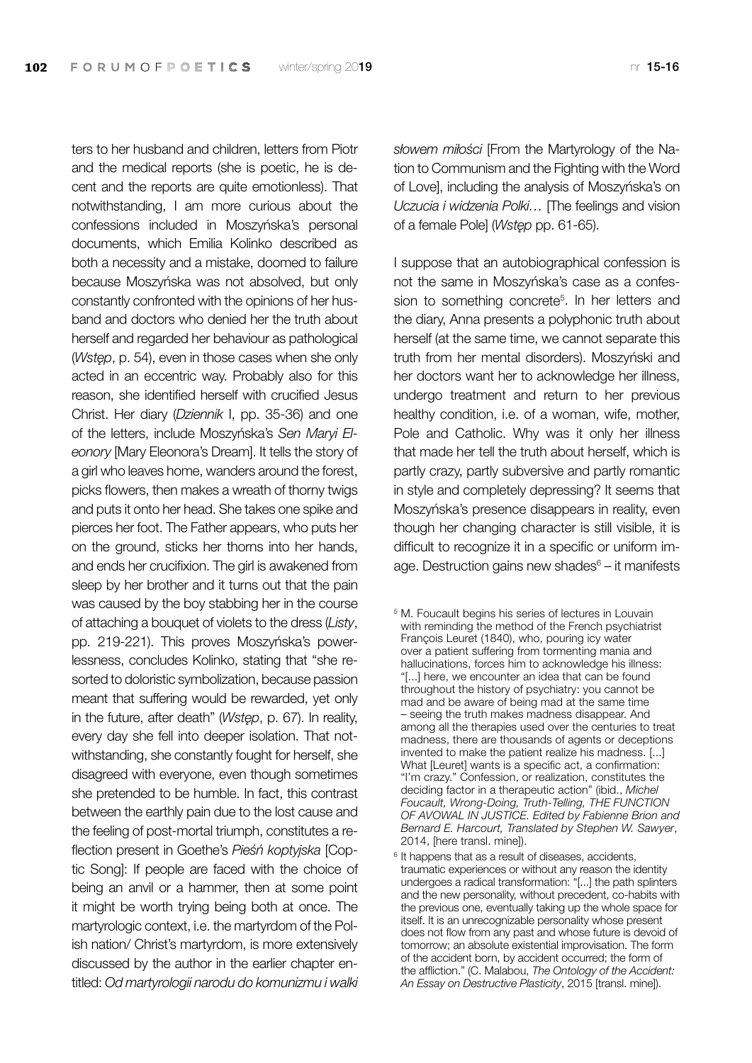ters to her husband and children, letters from Piotr and the medical reports (she is poetic, he is decent and the reports are quite emotionless). That notwithstanding, I am more curious about the confessions included in Moszyńska's personal documents, which Emilia Kolinko described as both a necessity and a mistake, doomed to failure because Moszyńska was not absolved, but only constantly confronted with the opinions of her husband and doctors who denied her the truth about herself and regarded her behaviour as pathological (*Wstęp*, p. 54), even in those cases when she only acted in an eccentric way. Probably also for this reason, she identified herself with crucified Jesus Christ. Her diary (*Dziennik* I, pp. 35-36) and one of the letters, include Moszyńska's *Sen Maryi Eleonory* [Mary Eleonora's Dream]. It tells the story of a girl who leaves home, wanders around the forest, picks flowers, then makes a wreath of thorny twigs and puts it onto her head. She takes one spike and pierces her foot. The Father appears, who puts her on the ground, sticks her thorns into her hands, and ends her crucifixion. The girl is awakened from sleep by her brother and it turns out that the pain was caused by the boy stabbing her in the course of attaching a bouquet of violets to the dress (*Listy*, pp. 219-221). This proves Moszyńska's powerlessness, concludes Kolinko, stating that "she resorted to doloristic symbolization, because passion meant that suffering would be rewarded, yet only in the future, after death" (*Wstęp*, p. 67). In reality, every day she fell into deeper isolation. That notwithstanding, she constantly fought for herself, she disagreed with everyone, even though sometimes she pretended to be humble. In fact, this contrast between the earthly pain due to the lost cause and the feeling of post-mortal triumph, constitutes a reflection present in Goethe's *Pieśń koptyjska* [Coptic Song]: If people are faced with the choice of being an anvil or a hammer, then at some point it might be worth trying being both at once. The martyrologic context, i.e. the martyrdom of the Polish nation/ Christ's martyrdom, is more extensively discussed by the author in the earlier chapter entitled: *Od martyrologii narodu do komunizmu i walki słowem miłości* [From the Martyrology of the Nation to Communism and the Fighting with the Word of Love], including the analysis of Moszyńska's on *Uczucia i widzenia Polki…* [The feelings and vision of a female Pole] (*Wstęp* pp. 61-65).

I suppose that an autobiographical confession is not the same in Moszyńska's case as a confession to something concrete[5]. In her letters and the diary, Anna presents a polyphonic truth about herself (at the same time, we cannot separate this truth from her mental disorders). Moszyński and her doctors want her to acknowledge her illness, undergo treatment and return to her previous healthy condition, i.e. of a woman, wife, mother, Pole and Catholic. Why was it only her illness that made her tell the truth about herself, which is partly crazy, partly subversive and partly romantic in style and completely depressing? It seems that Moszyńska's presence disappears in reality, even though her changing character is still visible, it is difficult to recognize it in a specific or uniform image. Destruction gains new shades[6] – it manifests

[5] M. Foucault begins his series of lectures in Louvain with reminding the method of the French psychiatrist François Leuret (1840), who, pouring icy water over a patient suffering from tormenting mania and hallucinations, forces him to acknowledge his illness: "[...] here, we encounter an idea that can be found throughout the history of psychiatry: you cannot be mad and be aware of being mad at the same time – seeing the truth makes madness disappear. And among all the therapies used over the centuries to treat madness, there are thousands of agents or deceptions invented to make the patient realize his madness. [...] What [Leuret] wants is a specific act, a confirmation: "I'm crazy." Confession, or realization, constitutes the deciding factor in a therapeutic action" (ibid., *Michel Foucault, Wrong-Doing, Truth-Telling, THE FUNCTION OF AVOWAL IN JUSTICE. Edited by Fabienne Brion and Bernard E. Harcourt, Translated by Stephen W. Sawyer*, 2014, [here transl. mine]).

[6] It happens that as a result of diseases, accidents, traumatic experiences or without any reason the identity undergoes a radical transformation: "[...] the path splinters and the new personality, without precedent, co-habits with the previous one, eventually taking up the whole space for itself. It is an unrecognizable personality whose present does not flow from any past and whose future is devoid of tomorrow; an absolute existential improvisation. The form of the accident born, by accident occurred; the form of the affliction." (C. Malabou, *The Ontology of the Accident: An Essay on Destructive Plasticity*, 2015 [transl. mine]).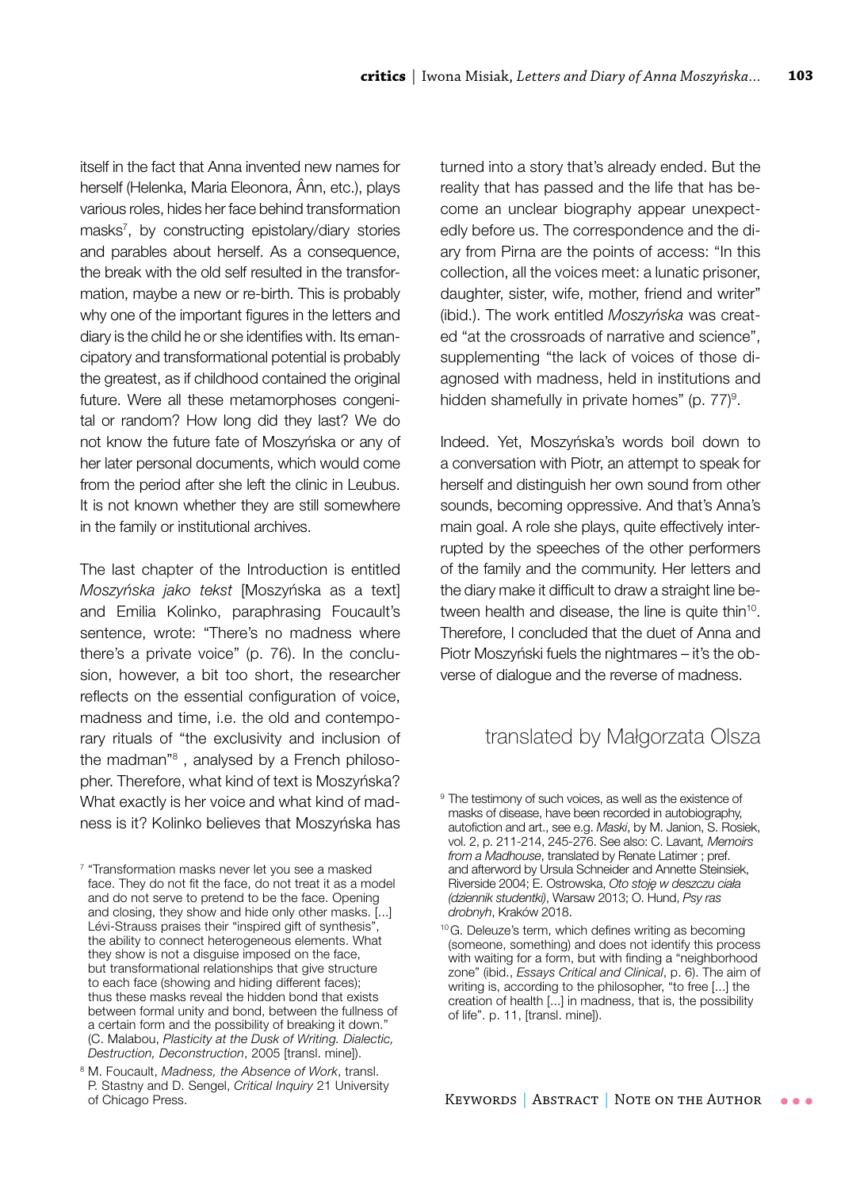itself in the fact that Anna invented new names for herself (Helenka, Maria Eleonora, Ânn, etc.), plays various roles, hides her face behind transformation masks[7], by constructing epistolary/diary stories and parables about herself. As a consequence, the break with the old self resulted in the transformation, maybe a new or re-birth. This is probably why one of the important figures in the letters and diary is the child he or she identifies with. Its emancipatory and transformational potential is probably the greatest, as if childhood contained the original future. Were all these metamorphoses congenital or random? How long did they last? We do not know the future fate of Moszyńska or any of her later personal documents, which would come from the period after she left the clinic in Leubus. It is not known whether they are still somewhere in the family or institutional archives.

The last chapter of the Introduction is entitled *Moszyńska jako tekst* [Moszyńska as a text] and Emilia Kolinko, paraphrasing Foucault's sentence, wrote: "There's no madness where there's a private voice" (p. 76). In the conclusion, however, a bit too short, the researcher reflects on the essential configuration of voice, madness and time, i.e. the old and contemporary rituals of "the exclusivity and inclusion of the madman"[8] , analysed by a French philosopher. Therefore, what kind of text is Moszyńska? What exactly is her voice and what kind of madness is it? Kolinko believes that Moszyńska has turned into a story that's already ended. But the reality that has passed and the life that has become an unclear biography appear unexpectedly before us. The correspondence and the diary from Pirna are the points of access: "In this collection, all the voices meet: a lunatic prisoner, daughter, sister, wife, mother, friend and writer" (ibid.). The work entitled *Moszyńska* was created "at the crossroads of narrative and science", supplementing "the lack of voices of those diagnosed with madness, held in institutions and hidden shamefully in private homes" (p. 77)[9].

Indeed. Yet, Moszyńska's words boil down to a conversation with Piotr, an attempt to speak for herself and distinguish her own sound from other sounds, becoming oppressive. And that's Anna's main goal. A role she plays, quite effectively interrupted by the speeches of the other performers of the family and the community. Her letters and the diary make it difficult to draw a straight line between health and disease, the line is quite thin[10]. Therefore, I concluded that the duet of Anna and Piotr Moszyński fuels the nightmares – it's the obverse of dialogue and the reverse of madness.

translated by Małgorzata Olsza

[7] "Transformation masks never let you see a masked face. They do not fit the face, do not treat it as a model and do not serve to pretend to be the face. Opening and closing, they show and hide only other masks. [...] Lévi-Strauss praises their "inspired gift of synthesis", the ability to connect heterogeneous elements. What they show is not a disguise imposed on the face, but transformational relationships that give structure to each face (showing and hiding different faces); thus these masks reveal the hidden bond that exists between formal unity and bond, between the fullness of a certain form and the possibility of breaking it down." (C. Malabou, *Plasticity at the Dusk of Writing. Dialectic, Destruction, Deconstruction*, 2005 [transl. mine]).

[8] M. Foucault, *Madness, the Absence of Work*, transl. P. Stastny and D. Sengel, *Critical Inquiry* 21 University of Chicago Press.

[9] The testimony of such voices, as well as the existence of masks of disease, have been recorded in autobiography, autofiction and art., see e.g. *Maski*, by M. Janion, S. Rosiek, vol. 2, p. 211-214, 245-276. See also: C. Lavant, *Memoirs from a Madhouse*, translated by Renate Latimer ; pref. and afterword by Ursula Schneider and Annette Steinsiek, Riverside 2004; E. Ostrowska, *Oto stoję w deszczu ciała (dziennik studentki)*, Warsaw 2013; O. Hund, *Psy ras drobnyh*, Kraków 2018.

[10] G. Deleuze's term, which defines writing as becoming (someone, something) and does not identify this process with waiting for a form, but with finding a "neighborhood zone" (ibid., *Essays Critical and Clinical*, p. 6). The aim of writing is, according to the philosopher, "to free [...] the creation of health [...] in madness, that is, the possibility of life". p. 11, [transl. mine]).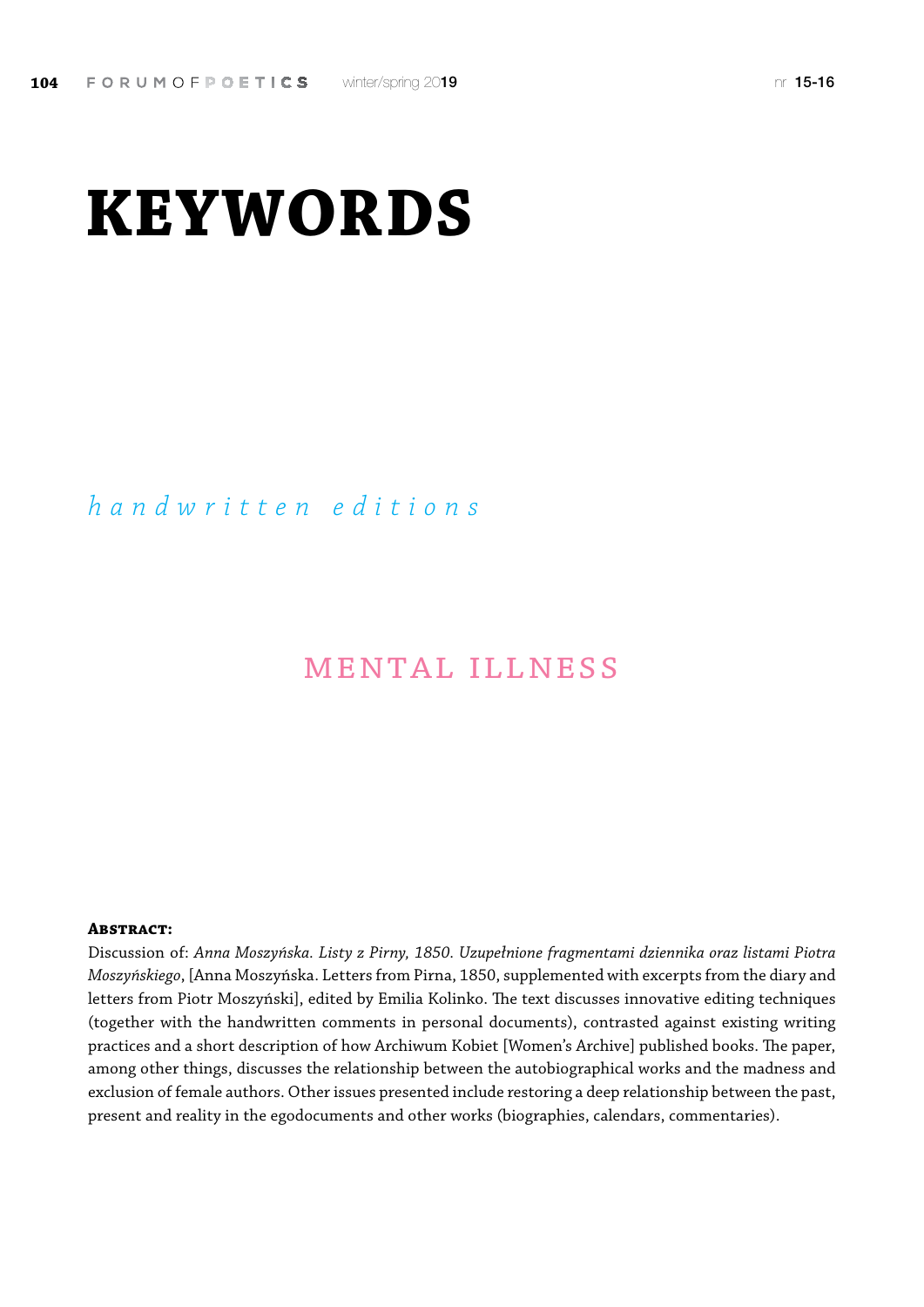# KEYWORDS

*handwritten editions*

MENTAL ILLNESS

**Abstract:**

Discussion of: *Anna Moszyńska. Listy z Pirny, 1850. Uzupełnione fragmentami dziennika oraz listami Piotra Moszyńskiego*, [Anna Moszyńska. Letters from Pirna, 1850, supplemented with excerpts from the diary and letters from Piotr Moszyński], edited by Emilia Kolinko. The text discusses innovative editing techniques (together with the handwritten comments in personal documents), contrasted against existing writing practices and a short description of how Archiwum Kobiet [Women's Archive] published books. The paper, among other things, discusses the relationship between the autobiographical works and the madness and exclusion of female authors. Other issues presented include restoring a deep relationship between the past, present and reality in the egodocuments and other works (biographies, calendars, commentaries).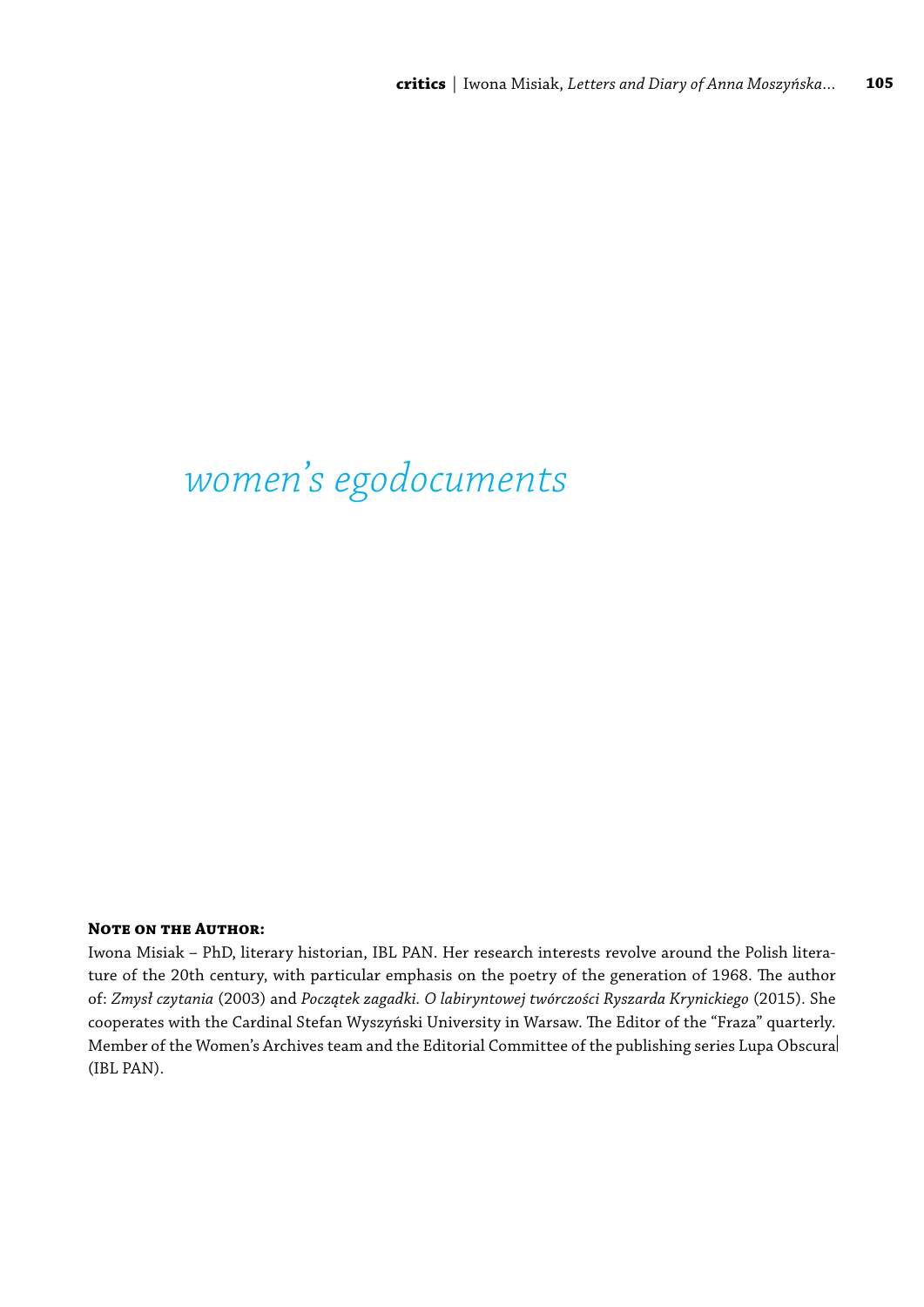*women's egodocuments*

**Note on the Author:**

Iwona Misiak – PhD, literary historian, IBL PAN. Her research interests revolve around the Polish literature of the 20th century, with particular emphasis on the poetry of the generation of 1968. The author of: *Zmysł czytania* (2003) and *Początek zagadki. O labiryntowej twórczości Ryszarda Krynickiego* (2015). She cooperates with the Cardinal Stefan Wyszyński University in Warsaw. The Editor of the "Fraza" quarterly. Member of the Women's Archives team and the Editorial Committee of the publishing series Lupa Obscura (IBL PAN).